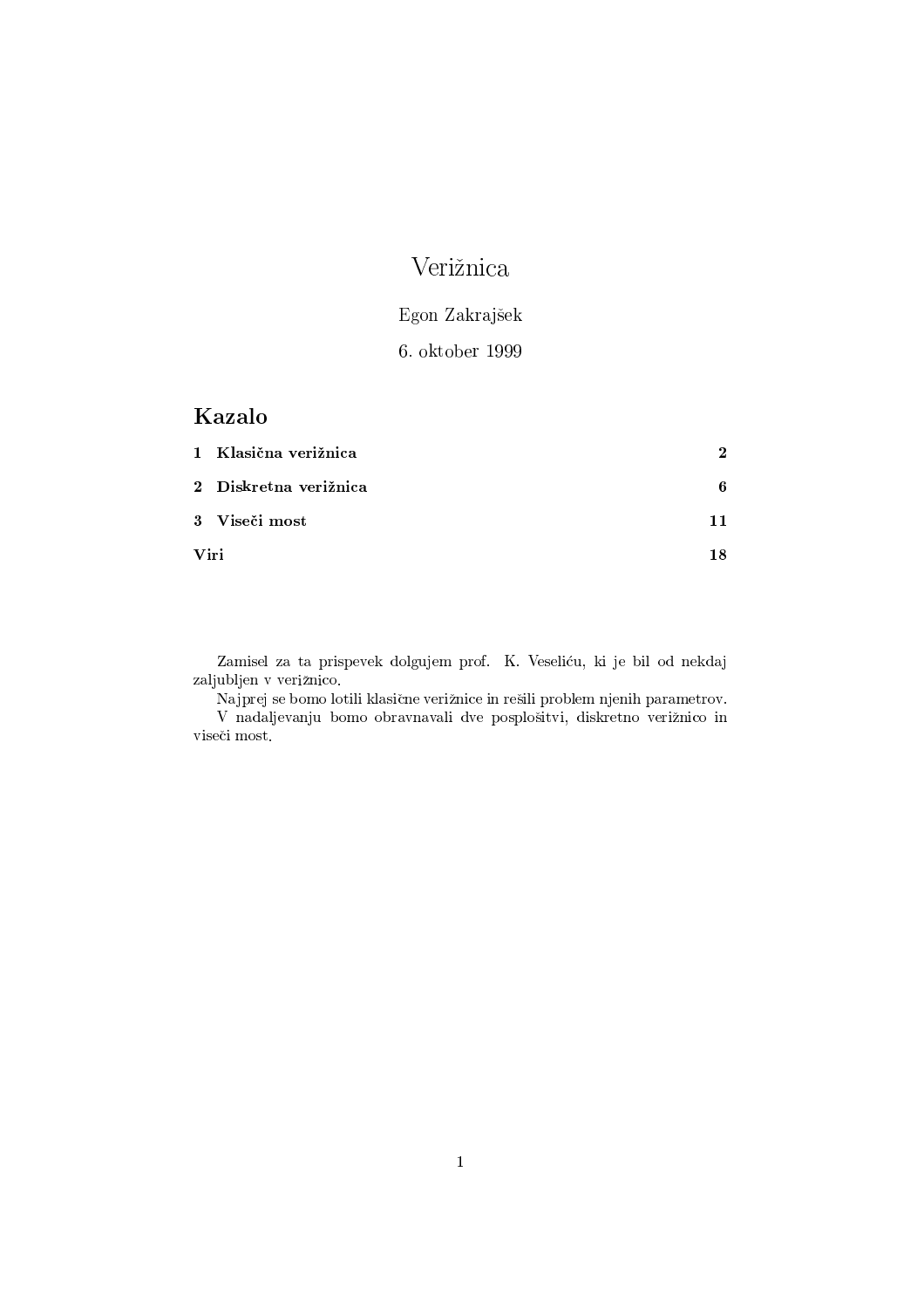# Verižnica

Egon Zakrajšek

6. oktober 1999

## Kazalo

| | |
|---|---|
| **1 Klasična verižnica** | **2** |
| **2 Diskretna verižnica** | **6** |
| **3 Viseči most** | **11** |
| **Viri** | **18** |

Zamisel za ta prispevek dolgujem prof. K. Veseliću, ki je bil od nekdaj zaljubljen v verižnico.

Najprej se bomo lotili klasične verižnice in rešili problem njenih parametrov.

V nadaljevanju bomo obravnavali dve posplošitvi, diskretno verižnico in viseči most.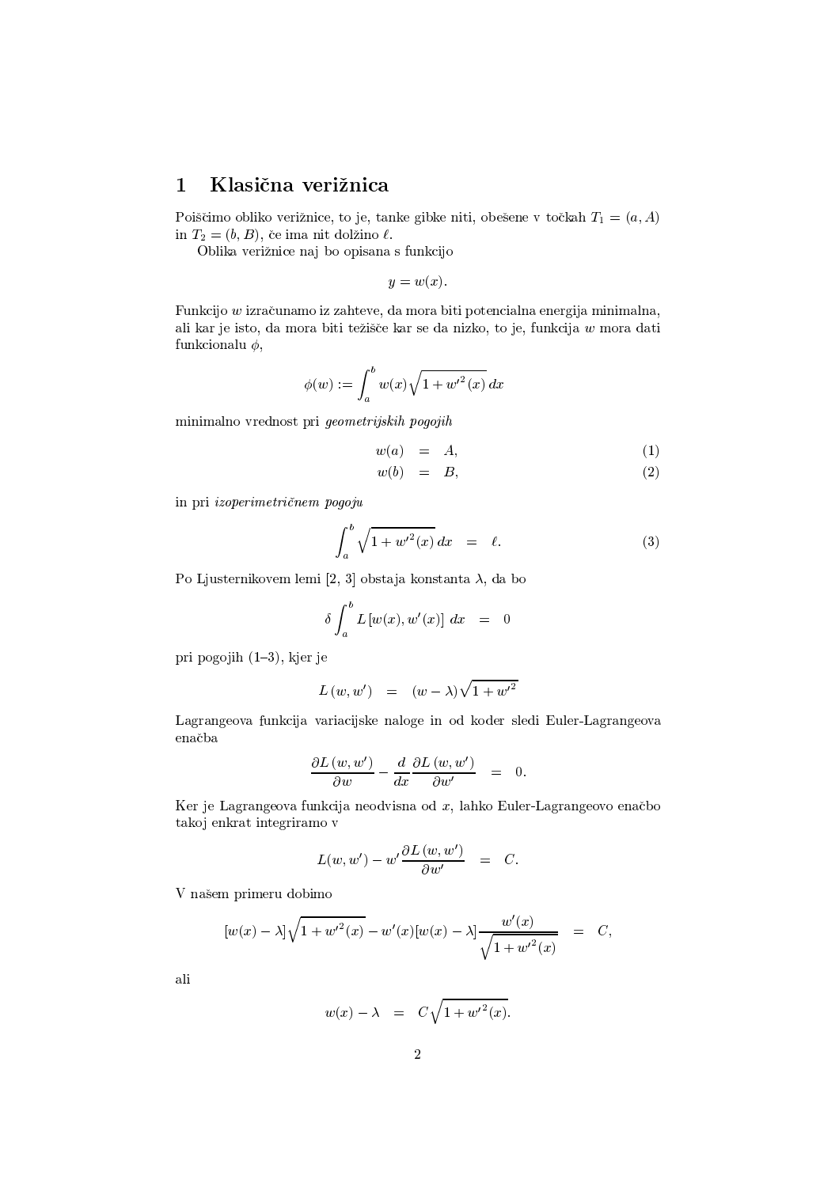# 1 Klasična verižnica

Poiščimo obliko verižnice, to je, tanke gibke niti, obešene v točkah $T_1 = (a, A)$ in $T_2 = (b, B)$, če ima nit dolžino $\ell$.

Oblika verižnice naj bo opisana s funkcijo

$$y = w(x).$$

Funkcijo $w$ izračunamo iz zahteve, da mora biti potencialna energija minimalna, ali kar je isto, da mora biti težišče kar se da nizko, to je, funkcija $w$ mora dati funkcionalu $\phi$,

$$\phi(w) := \int_a^b w(x)\sqrt{1 + w'^2(x)}\, dx$$

minimalno vrednost pri *geometrijskih pogojih*

$$w(a) = A, \tag{1}$$

$$w(b) = B, \tag{2}$$

in pri *izoperimetričnem pogoju*

$$\int_a^b \sqrt{1 + w'^2(x)}\, dx = \ell. \tag{3}$$

Po Ljusternikovem lemi [2, 3] obstaja konstanta $\lambda$, da bo

$$\delta \int_a^b L\left[w(x), w'(x)\right]\, dx = 0$$

pri pogojih (1–3), kjer je

$$L\left(w, w'\right) = (w - \lambda)\sqrt{1 + w'^2}$$

Lagrangeova funkcija variacijske naloge in od koder sledi Euler-Lagrangeova enačba

$$\frac{\partial L\left(w, w'\right)}{\partial w} - \frac{d}{dx}\frac{\partial L\left(w, w'\right)}{\partial w'} = 0.$$

Ker je Lagrangeova funkcija neodvisna od $x$, lahko Euler-Lagrangeovo enačbo takoj enkrat integriramo v

$$L(w, w') - w'\frac{\partial L\left(w, w'\right)}{\partial w'} = C.$$

V našem primeru dobimo

$$[w(x) - \lambda]\sqrt{1 + w'^2(x)} - w'(x)[w(x) - \lambda]\frac{w'(x)}{\sqrt{1 + w'^2(x)}} = C,$$

ali

$$w(x) - \lambda = C\sqrt{1 + w'^2(x)}.$$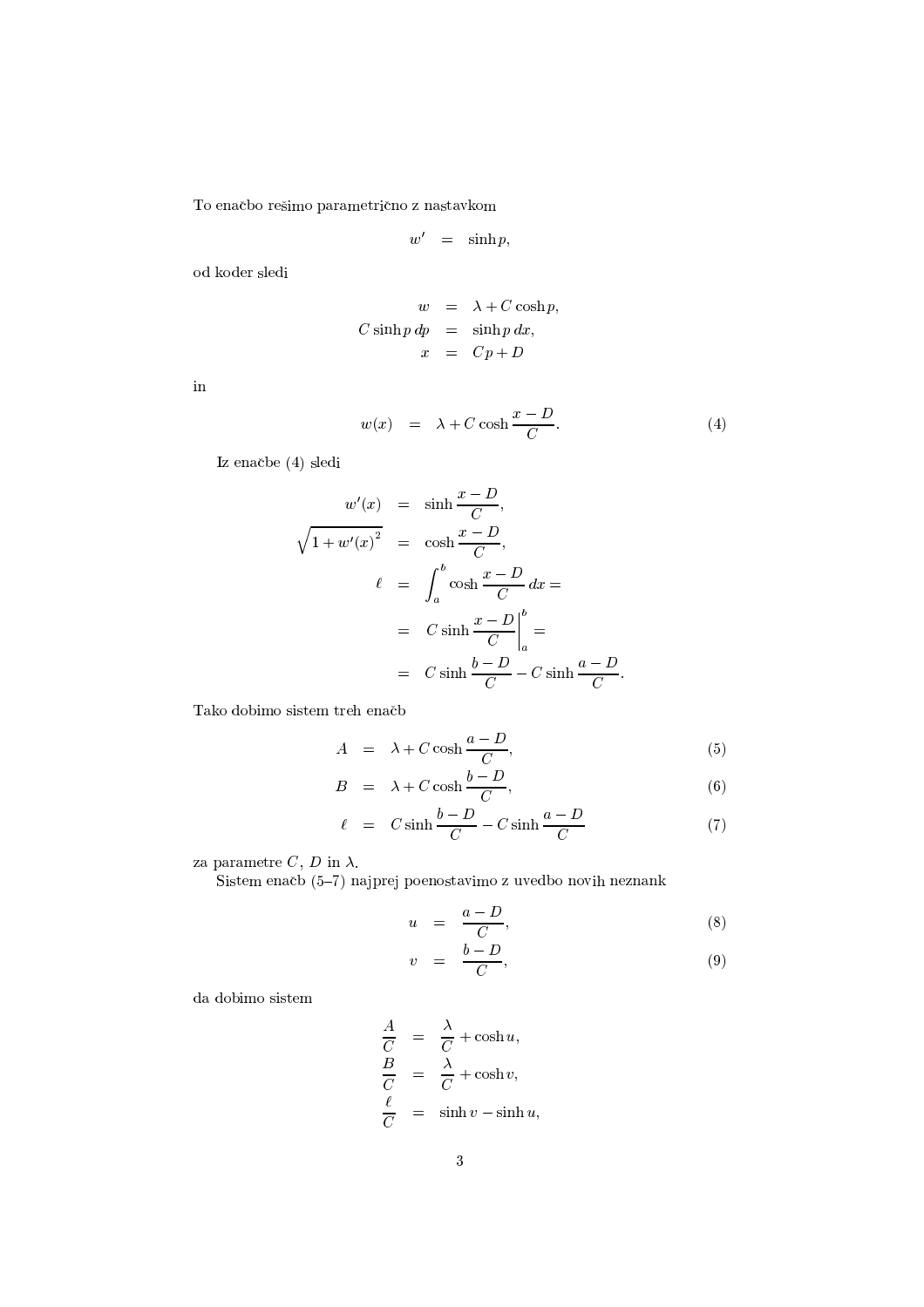To enačbo rešimo parametrično z nastavkom

$$w' = \sinh p,$$

od koder sledi

$$\begin{aligned}
w &= \lambda + C\cosh p, \\
C\sinh p\, dp &= \sinh p\, dx, \\
x &= Cp + D
\end{aligned}$$

in

$$w(x) = \lambda + C\cosh\frac{x-D}{C}. \tag{4}$$

Iz enačbe (4) sledi

$$\begin{aligned}
w'(x) &= \sinh\frac{x-D}{C}, \\
\sqrt{1+w'(x)^2} &= \cosh\frac{x-D}{C}, \\
\ell &= \int_a^b \cosh\frac{x-D}{C}\, dx = \\
&= C\sinh\frac{x-D}{C}\bigg|_a^b = \\
&= C\sinh\frac{b-D}{C} - C\sinh\frac{a-D}{C}.
\end{aligned}$$

Tako dobimo sistem treh enačb

$$A = \lambda + C\cosh\frac{a-D}{C}, \tag{5}$$

$$B = \lambda + C\cosh\frac{b-D}{C}, \tag{6}$$

$$\ell = C\sinh\frac{b-D}{C} - C\sinh\frac{a-D}{C} \tag{7}$$

za parametre $C$, $D$ in $\lambda$.

Sistem enačb (5–7) najprej poenostavimo z uvedbo novih neznank

$$u = \frac{a-D}{C}, \tag{8}$$

$$v = \frac{b-D}{C}, \tag{9}$$

da dobimo sistem

$$\begin{aligned}
\frac{A}{C} &= \frac{\lambda}{C} + \cosh u, \\
\frac{B}{C} &= \frac{\lambda}{C} + \cosh v, \\
\frac{\ell}{C} &= \sinh v - \sinh u,
\end{aligned}$$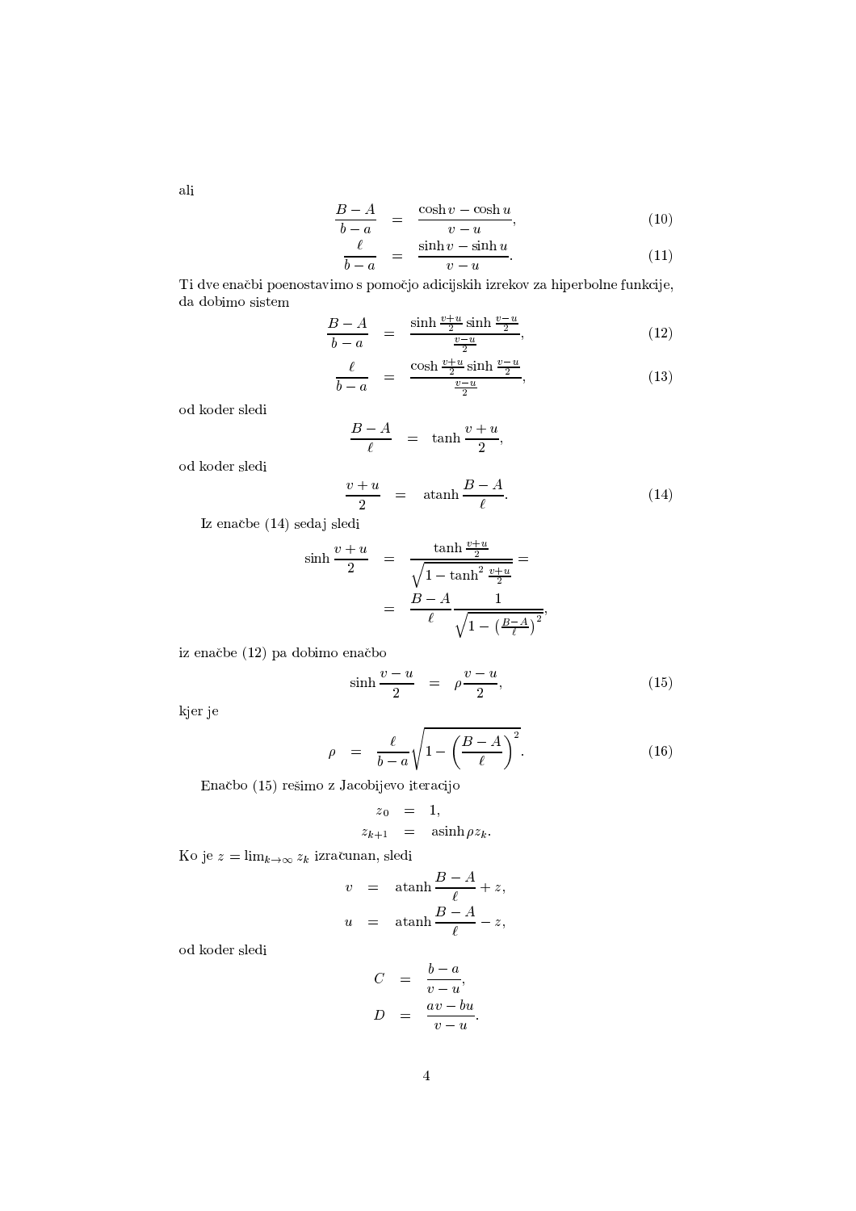ali

$$\frac{B-A}{b-a} = \frac{\cosh v - \cosh u}{v-u}, \tag{10}$$

$$\frac{\ell}{b-a} = \frac{\sinh v - \sinh u}{v-u}. \tag{11}$$

Ti dve enačbi poenostavimo s pomočjo adicijskih izrekov za hiperbolne funkcije, da dobimo sistem

$$\frac{B-A}{b-a} = \frac{\sinh\frac{v+u}{2}\sinh\frac{v-u}{2}}{\frac{v-u}{2}}, \tag{12}$$

$$\frac{\ell}{b-a} = \frac{\cosh\frac{v+u}{2}\sinh\frac{v-u}{2}}{\frac{v-u}{2}}, \tag{13}$$

od koder sledi

$$\frac{B-A}{\ell} = \tanh\frac{v+u}{2},$$

od koder sledi

$$\frac{v+u}{2} = \operatorname{atanh}\frac{B-A}{\ell}. \tag{14}$$

Iz enačbe (14) sedaj sledi

$$\sinh\frac{v+u}{2} = \frac{\tanh\frac{v+u}{2}}{\sqrt{1-\tanh^2\frac{v+u}{2}}} = \frac{B-A}{\ell}\frac{1}{\sqrt{1-\left(\frac{B-A}{\ell}\right)^2}},$$

iz enačbe (12) pa dobimo enačbo

$$\sinh\frac{v-u}{2} = \rho\frac{v-u}{2}, \tag{15}$$

kjer je

$$\rho = \frac{\ell}{b-a}\sqrt{1-\left(\frac{B-A}{\ell}\right)^2}. \tag{16}$$

Enačbo (15) rešimo z Jacobijevo iteracijo

$$z_0 = 1,$$
$$z_{k+1} = \operatorname{asinh}\rho z_k.$$

Ko je $z = \lim_{k\to\infty} z_k$ izračunan, sledi

$$v = \operatorname{atanh}\frac{B-A}{\ell} + z,$$
$$u = \operatorname{atanh}\frac{B-A}{\ell} - z,$$

od koder sledi

$$C = \frac{b-a}{v-u},$$
$$D = \frac{av-bu}{v-u}.$$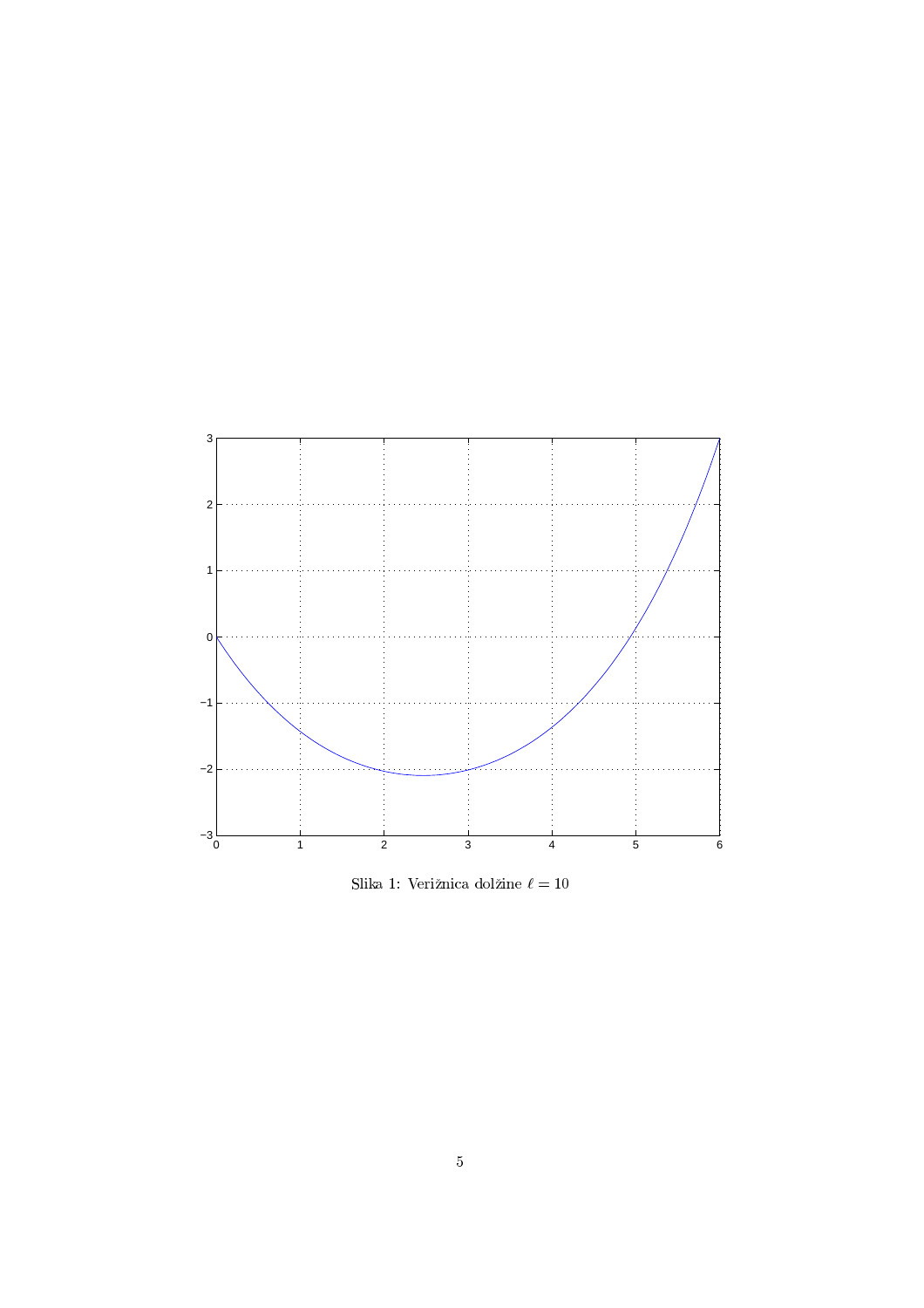Slika 1: Verižnica dolžine $\ell = 10$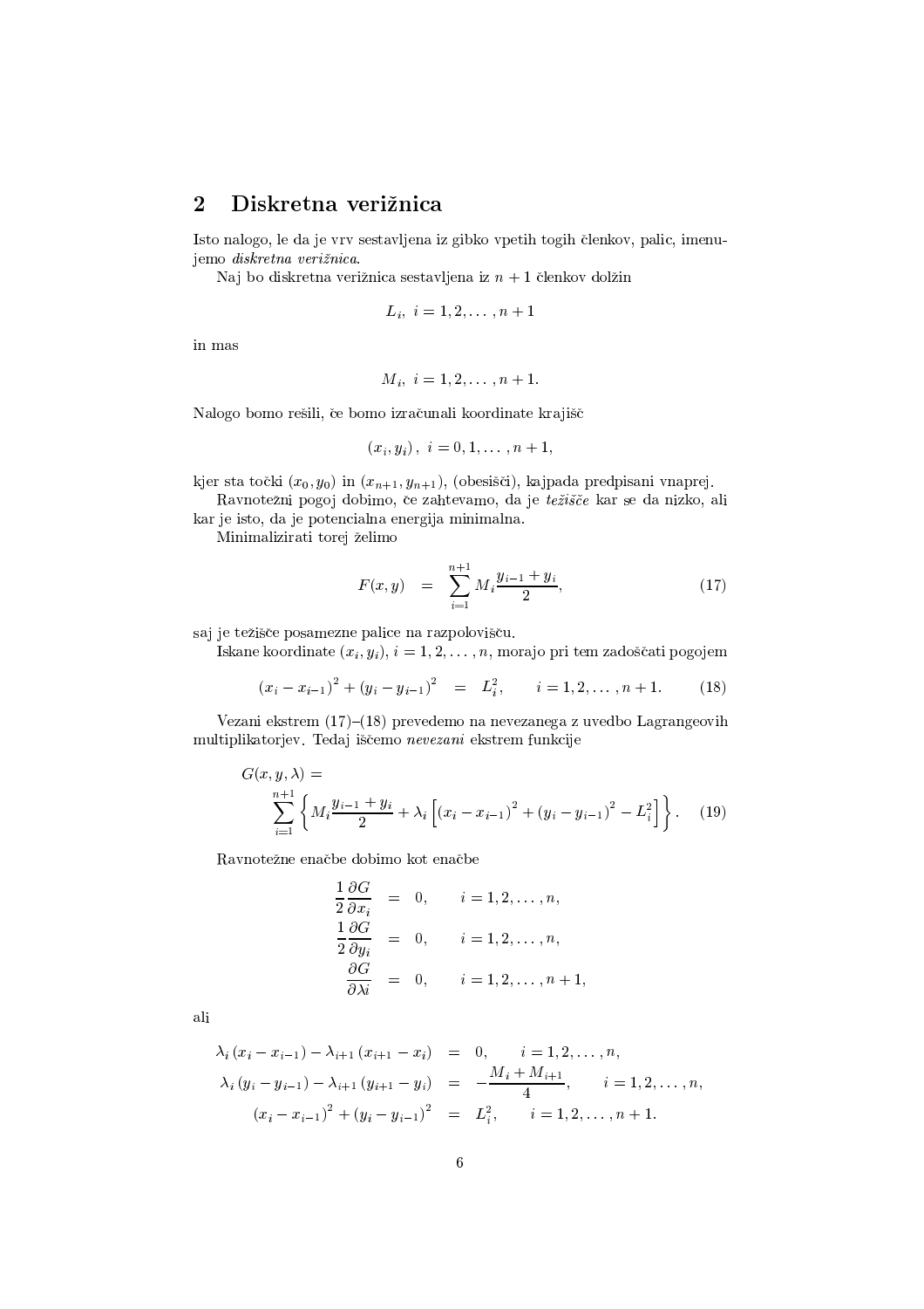## 2 Diskretna verižnica

Isto nalogo, le da je vrv sestavljena iz gibko vpetih togih členkov, palic, imenujemo *diskretna verižnica*.

Naj bo diskretna verižnica sestavljena iz $n+1$ členkov dolžin

$$L_i, \ i = 1, 2, \ldots, n+1$$

in mas

$$M_i, \ i = 1, 2, \ldots, n+1.$$

Nalogo bomo rešili, če bomo izračunali koordinate krajišč

$$(x_i, y_i), \ i = 0, 1, \ldots, n+1,$$

kjer sta točki $(x_0, y_0)$ in $(x_{n+1}, y_{n+1})$, (obesišči), kajpada predpisani vnaprej.

Ravnotežni pogoj dobimo, če zahtevamo, da je *težišče* kar se da nizko, ali kar je isto, da je potencialna energija minimalna.

Minimalizirati torej želimo

$$F(x, y) = \sum_{i=1}^{n+1} M_i \frac{y_{i-1} + y_i}{2}, \tag{17}$$

saj je težišče posamezne palice na razpolovišču.

Iskane koordinate $(x_i, y_i)$, $i = 1, 2, \ldots, n$, morajo pri tem zadoščati pogojem

$$(x_i - x_{i-1})^2 + (y_i - y_{i-1})^2 = L_i^2, \qquad i = 1, 2, \ldots, n+1. \tag{18}$$

Vezani ekstrem (17)–(18) prevedemo na nevezanega z uvedbo Lagrangeovih multiplikatorjev. Tedaj iščemo *nevezani* ekstrem funkcije

$$G(x, y, \lambda) = \sum_{i=1}^{n+1} \left\{ M_i \frac{y_{i-1} + y_i}{2} + \lambda_i \left[ (x_i - x_{i-1})^2 + (y_i - y_{i-1})^2 - L_i^2 \right] \right\}. \tag{19}$$

Ravnotežne enačbe dobimo kot enačbe

$$\begin{aligned}
\frac{1}{2} \frac{\partial G}{\partial x_i} &= 0, \qquad i = 1, 2, \ldots, n, \\
\frac{1}{2} \frac{\partial G}{\partial y_i} &= 0, \qquad i = 1, 2, \ldots, n, \\
\frac{\partial G}{\partial \lambda i} &= 0, \qquad i = 1, 2, \ldots, n+1,
\end{aligned}$$

ali

$$\begin{aligned}
\lambda_i (x_i - x_{i-1}) - \lambda_{i+1} (x_{i+1} - x_i) &= 0, \qquad i = 1, 2, \ldots, n, \\
\lambda_i (y_i - y_{i-1}) - \lambda_{i+1} (y_{i+1} - y_i) &= -\frac{M_i + M_{i+1}}{4}, \qquad i = 1, 2, \ldots, n, \\
(x_i - x_{i-1})^2 + (y_i - y_{i-1})^2 &= L_i^2, \qquad i = 1, 2, \ldots, n+1.
\end{aligned}$$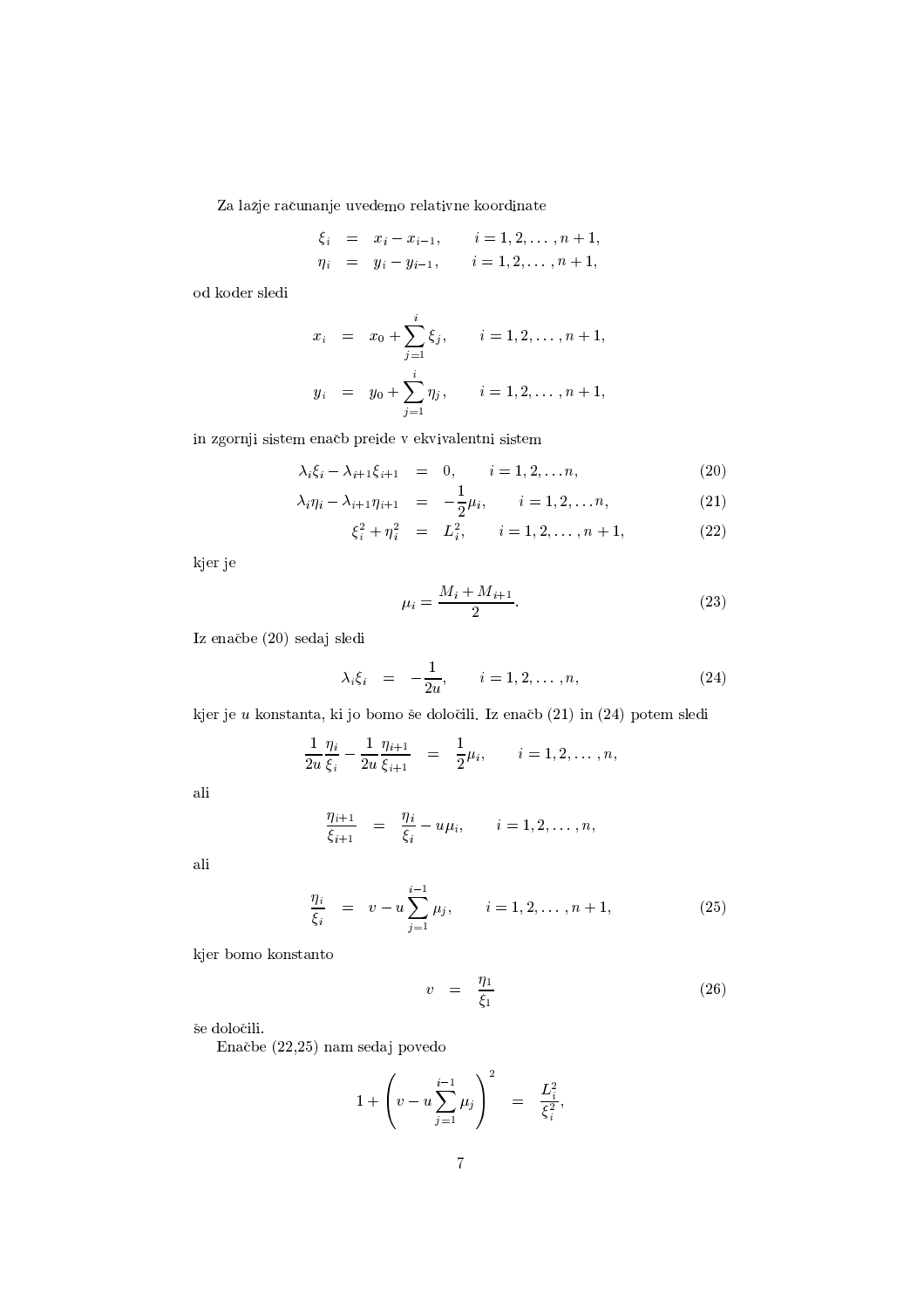Za lažje računanje uvedemo relativne koordinate

$$
\begin{aligned}
\xi_i &= x_i - x_{i-1}, \qquad i = 1, 2, \ldots, n+1, \\
\eta_i &= y_i - y_{i-1}, \qquad i = 1, 2, \ldots, n+1,
\end{aligned}
$$

od koder sledi

$$
\begin{aligned}
x_i &= x_0 + \sum_{j=1}^{i} \xi_j, \qquad i = 1, 2, \ldots, n+1, \\
y_i &= y_0 + \sum_{j=1}^{i} \eta_j, \qquad i = 1, 2, \ldots, n+1,
\end{aligned}
$$

in zgornji sistem enačb preide v ekvivalentni sistem

$$
\lambda_i \xi_i - \lambda_{i+1} \xi_{i+1} = 0, \qquad i = 1, 2, \ldots n, \tag{20}
$$

$$
\lambda_i \eta_i - \lambda_{i+1} \eta_{i+1} = -\frac{1}{2} \mu_i, \qquad i = 1, 2, \ldots n, \tag{21}
$$

$$
\xi_i^2 + \eta_i^2 = L_i^2, \qquad i = 1, 2, \ldots, n+1, \tag{22}
$$

kjer je

$$
\mu_i = \frac{M_i + M_{i+1}}{2}. \tag{23}
$$

Iz enačbe (20) sedaj sledi

$$
\lambda_i \xi_i = -\frac{1}{2u}, \qquad i = 1, 2, \ldots, n, \tag{24}
$$

kjer je $u$ konstanta, ki jo bomo še določili. Iz enačb (21) in (24) potem sledi

$$
\frac{1}{2u} \frac{\eta_i}{\xi_i} - \frac{1}{2u} \frac{\eta_{i+1}}{\xi_{i+1}} = \frac{1}{2} \mu_i, \qquad i = 1, 2, \ldots, n,
$$

ali

$$
\frac{\eta_{i+1}}{\xi_{i+1}} = \frac{\eta_i}{\xi_i} - u \mu_i, \qquad i = 1, 2, \ldots, n,
$$

ali

$$
\frac{\eta_i}{\xi_i} = v - u \sum_{j=1}^{i-1} \mu_j, \qquad i = 1, 2, \ldots, n+1, \tag{25}
$$

kjer bomo konstanto

$$
v = \frac{\eta_1}{\xi_1} \tag{26}
$$

še določili.

Enačbe (22,25) nam sedaj povedo

$$
1 + \left( v - u \sum_{j=1}^{i-1} \mu_j \right)^2 = \frac{L_i^2}{\xi_i^2},
$$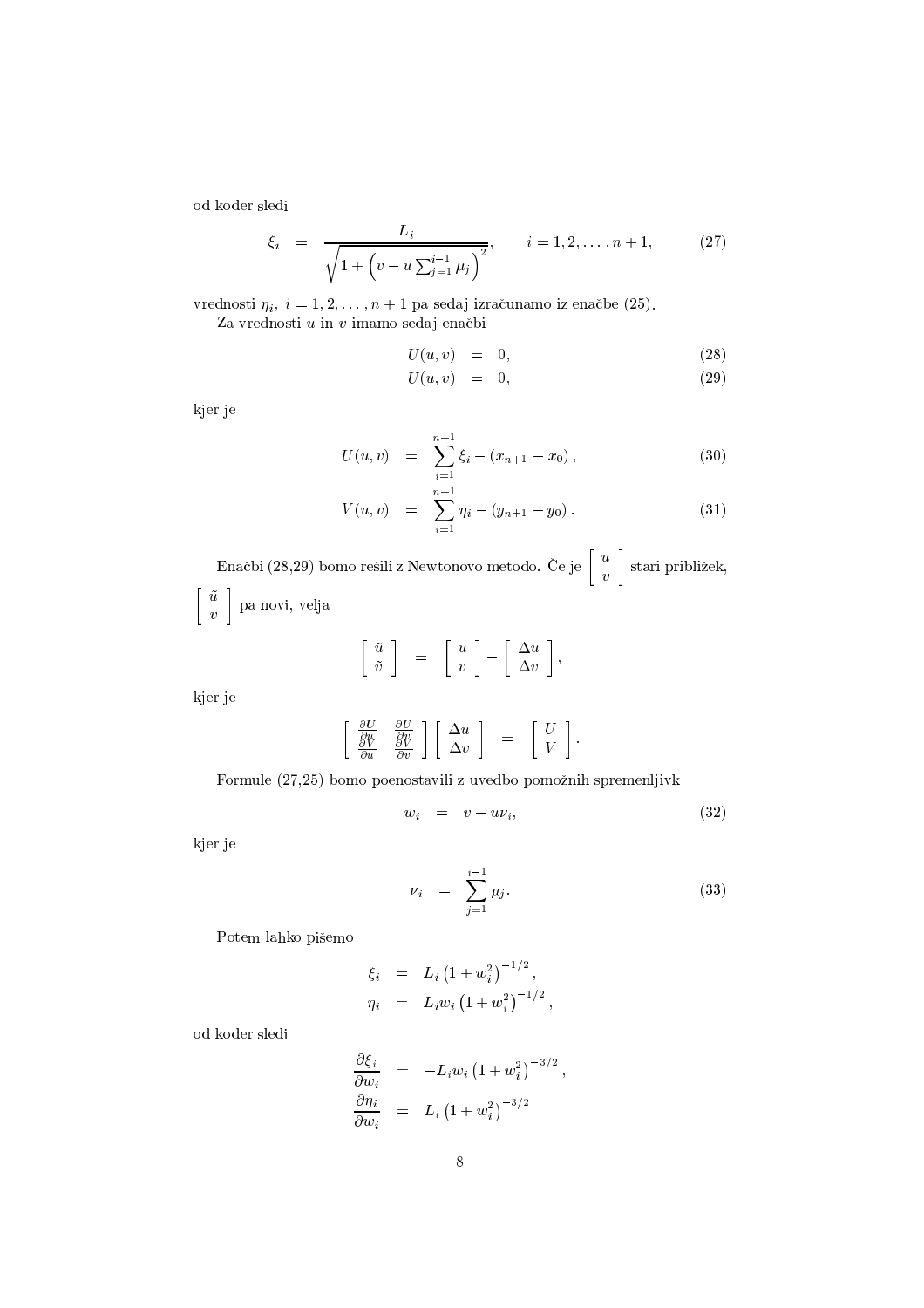od koder sledi

$$\xi_i = \frac{L_i}{\sqrt{1+\left(v - u\sum_{j=1}^{i-1}\mu_j\right)^2}}, \qquad i = 1,2,\ldots,n+1, \tag{27}$$

vrednosti $\eta_i$, $i = 1,2,\ldots,n+1$ pa sedaj izračunamo iz enačbe (25).

Za vrednosti $u$ in $v$ imamo sedaj enačbi

$$U(u,v) = 0, \tag{28}$$

$$U(u,v) = 0, \tag{29}$$

kjer je

$$U(u,v) = \sum_{i=1}^{n+1}\xi_i - (x_{n+1} - x_0), \tag{30}$$

$$V(u,v) = \sum_{i=1}^{n+1}\eta_i - (y_{n+1} - y_0). \tag{31}$$

Enačbi (28,29) bomo rešili z Newtonovo metodo. Če je $\begin{bmatrix} u \\ v \end{bmatrix}$ stari približek, $\begin{bmatrix} \tilde{u} \\ \tilde{v} \end{bmatrix}$ pa novi, velja

$$\begin{bmatrix} \tilde{u} \\ \tilde{v} \end{bmatrix} = \begin{bmatrix} u \\ v \end{bmatrix} - \begin{bmatrix} \Delta u \\ \Delta v \end{bmatrix},$$

kjer je

$$\begin{bmatrix} \frac{\partial U}{\partial u} & \frac{\partial U}{\partial v} \\ \frac{\partial V}{\partial u} & \frac{\partial V}{\partial v} \end{bmatrix} \begin{bmatrix} \Delta u \\ \Delta v \end{bmatrix} = \begin{bmatrix} U \\ V \end{bmatrix}.$$

Formule (27,25) bomo poenostavili z uvedbo pomožnih spremenljivk

$$w_i = v - u\nu_i, \tag{32}$$

kjer je

$$\nu_i = \sum_{j=1}^{i-1}\mu_j. \tag{33}$$

Potem lahko pišemo

$$\xi_i = L_i\left(1 + w_i^2\right)^{-1/2},$$

$$\eta_i = L_i w_i\left(1 + w_i^2\right)^{-1/2},$$

od koder sledi

$$\frac{\partial \xi_i}{\partial w_i} = -L_i w_i\left(1 + w_i^2\right)^{-3/2},$$

$$\frac{\partial \eta_i}{\partial w_i} = L_i\left(1 + w_i^2\right)^{-3/2}$$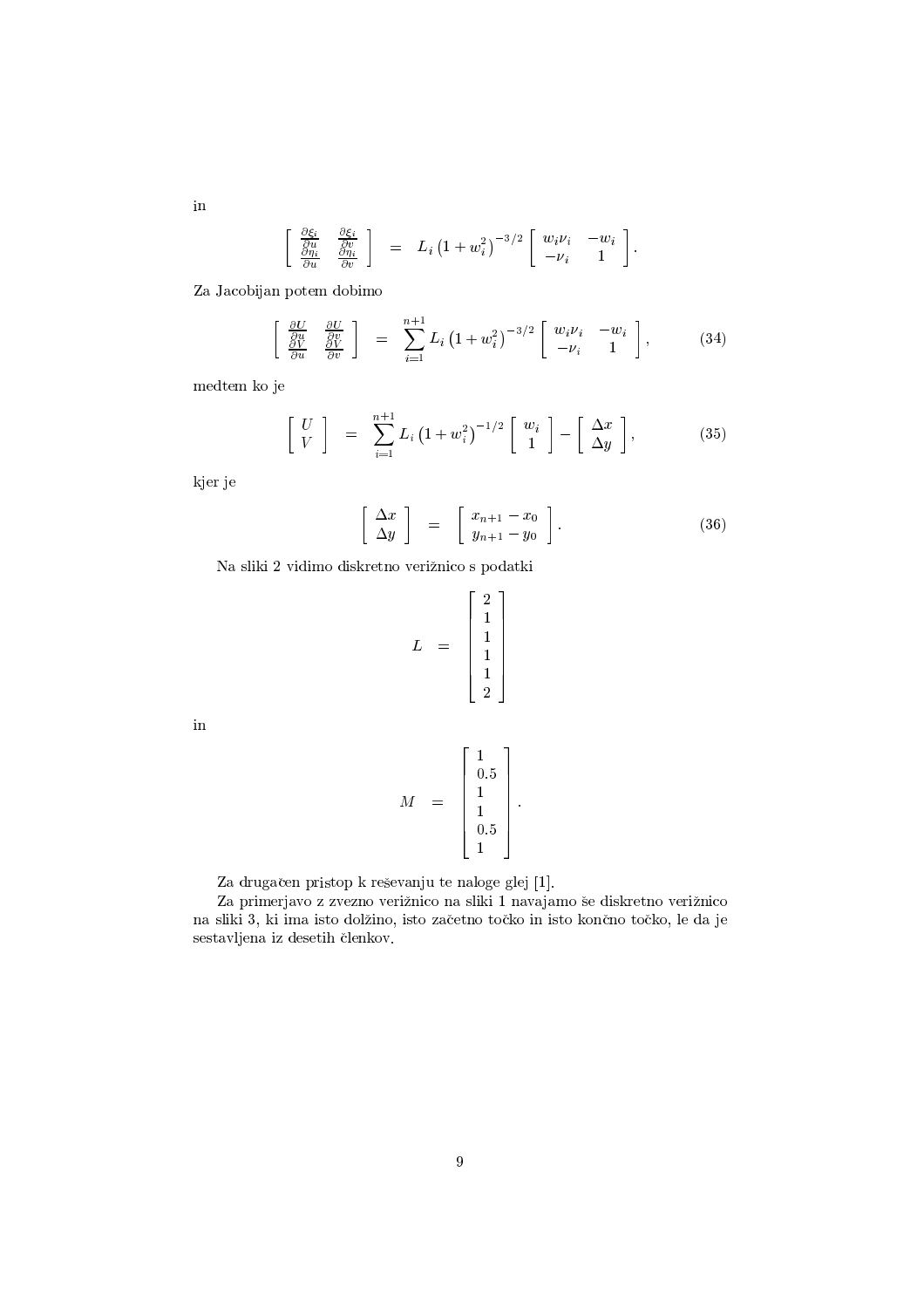in

$$\begin{bmatrix} \frac{\partial \xi_i}{\partial u} & \frac{\partial \xi_i}{\partial v} \\ \frac{\partial \eta_i}{\partial u} & \frac{\partial \eta_i}{\partial v} \end{bmatrix} = L_i \left(1 + w_i^2\right)^{-3/2} \begin{bmatrix} w_i \nu_i & -w_i \\ -\nu_i & 1 \end{bmatrix}.$$

Za Jacobijan potem dobimo

$$\begin{bmatrix} \frac{\partial U}{\partial u} & \frac{\partial U}{\partial v} \\ \frac{\partial V}{\partial u} & \frac{\partial V}{\partial v} \end{bmatrix} = \sum_{i=1}^{n+1} L_i \left(1 + w_i^2\right)^{-3/2} \begin{bmatrix} w_i \nu_i & -w_i \\ -\nu_i & 1 \end{bmatrix}, \tag{34}$$

medtem ko je

$$\begin{bmatrix} U \\ V \end{bmatrix} = \sum_{i=1}^{n+1} L_i \left(1 + w_i^2\right)^{-1/2} \begin{bmatrix} w_i \\ 1 \end{bmatrix} - \begin{bmatrix} \Delta x \\ \Delta y \end{bmatrix}, \tag{35}$$

kjer je

$$\begin{bmatrix} \Delta x \\ \Delta y \end{bmatrix} = \begin{bmatrix} x_{n+1} - x_0 \\ y_{n+1} - y_0 \end{bmatrix}. \tag{36}$$

Na sliki 2 vidimo diskretno verižnico s podatki

$$L = \begin{bmatrix} 2 \\ 1 \\ 1 \\ 1 \\ 1 \\ 2 \end{bmatrix}$$

in

$$M = \begin{bmatrix} 1 \\ 0.5 \\ 1 \\ 1 \\ 0.5 \\ 1 \end{bmatrix}.$$

Za drugačen pristop k reševanju te naloge glej [1].

Za primerjavo z zvezno verižnico na sliki 1 navajamo še diskretno verižnico na sliki 3, ki ima isto dolžino, isto začetno točko in isto končno točko, le da je sestavljena iz desetih členkov.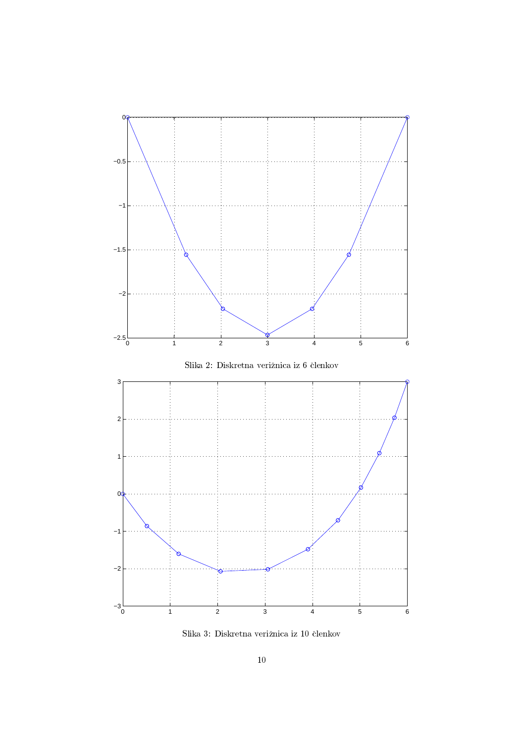Slika 2: Diskretna verižnica iz 6 členkov

Slika 3: Diskretna verižnica iz 10 členkov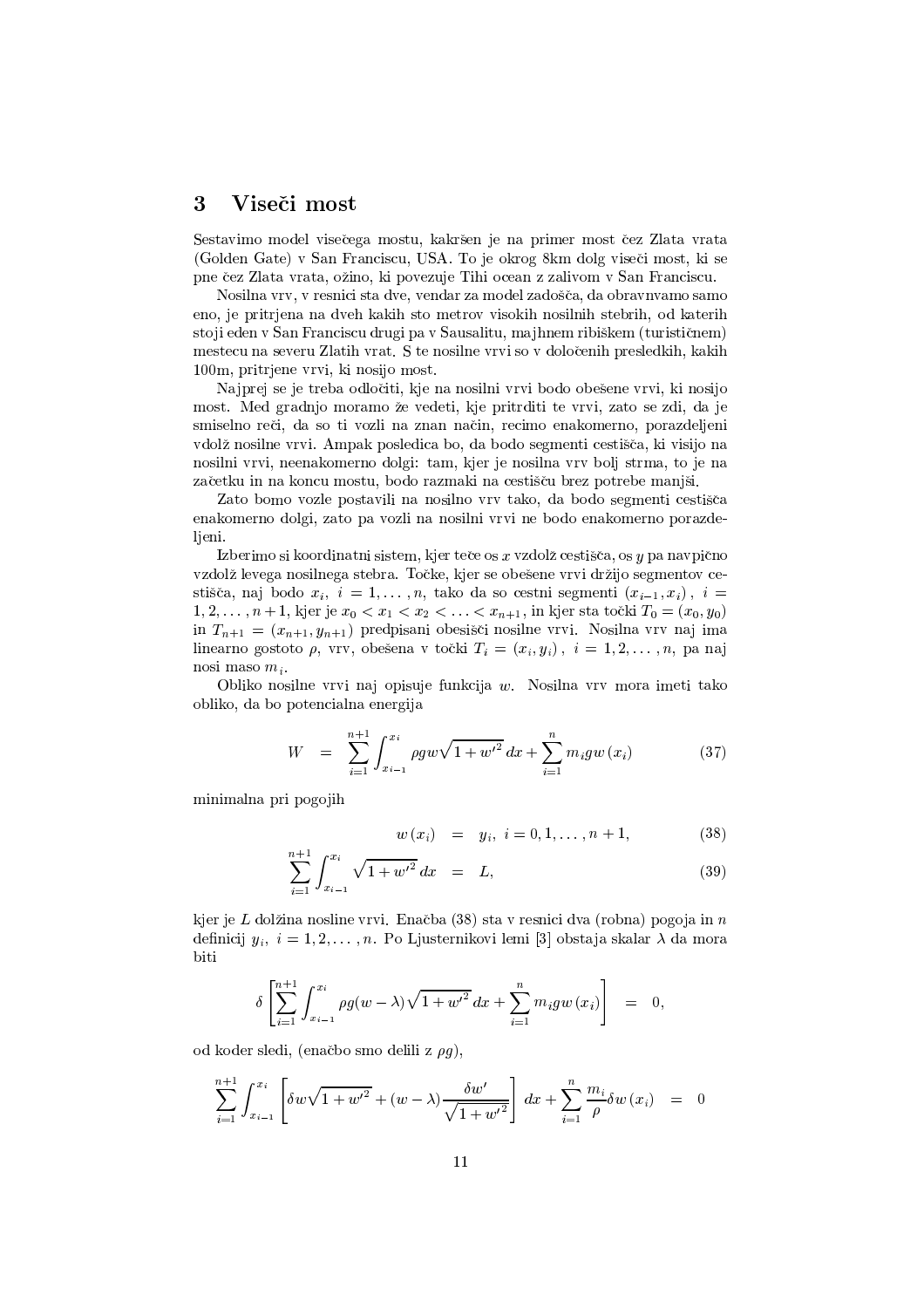## 3 Viseči most

Sestavimo model visečega mostu, kakršen je na primer most čez Zlata vrata (Golden Gate) v San Franciscu, USA. To je okrog 8km dolg viseči most, ki se pne čez Zlata vrata, ožino, ki povezuje Tihi ocean z zalivom v San Franciscu.

Nosilna vrv, v resnici sta dve, vendar za model zadošča, da obravnvamo samo eno, je pritrjena na dveh kakih sto metrov visokih nosilnih stebrih, od katerih stoji eden v San Franciscu drugi pa v Sausalitu, majhnem ribiškem (turističnem) mestecu na severu Zlatih vrat. S te nosilne vrvi so v določenih presledkih, kakih 100m, pritrjene vrvi, ki nosijo most.

Najprej se je treba odločiti, kje na nosilni vrvi bodo obešene vrvi, ki nosijo most. Med gradnjo moramo že vedeti, kje pritrditi te vrvi, zato se zdi, da je smiselno reči, da so ti vozli na znan način, recimo enakomerno, porazdeljeni vzdolž nosilne vrvi. Ampak posledica bo, da bodo segmenti cestišča, ki visijo na nosilni vrvi, neenakomerno dolgi: tam, kjer je nosilna vrv bolj strma, to je na začetku in na koncu mostu, bodo razmaki na cestišču brez potrebe manjši.

Zato bomo vozle postavili na nosilno vrv tako, da bodo segmenti cestišča enakomerno dolgi, zato pa vozli na nosilni vrvi ne bodo enakomerno porazdeljeni.

Izberimo si koordinatni sistem, kjer teče os $x$ vzdolž cestišča, os $y$ pa navpično vzdolž levega nosilnega stebra. Točke, kjer se obešene vrvi držijo segmentov cestišča, naj bodo $x_i$, $i = 1, \ldots, n$, tako da so cestni segmenti $(x_{i-1}, x_i)$, $i = 1, 2, \ldots, n+1$, kjer je $x_0 < x_1 < x_2 < \ldots < x_{n+1}$, in kjer sta točki $T_0 = (x_0, y_0)$ in $T_{n+1} = (x_{n+1}, y_{n+1})$ predpisani obesišči nosilne vrvi. Nosilna vrv naj ima linearno gostoto $\rho$, vrv, obešena v točki $T_i = (x_i, y_i)$, $i = 1, 2, \ldots, n$, pa naj nosi maso $m_i$.

Obliko nosilne vrvi naj opisuje funkcija $w$. Nosilna vrv mora imeti tako obliko, da bo potencialna energija

$$W = \sum_{i=1}^{n+1} \int_{x_{i-1}}^{x_i} \rho g w \sqrt{1 + w'^2}\, dx + \sum_{i=1}^{n} m_i g w(x_i) \tag{37}$$

minimalna pri pogojih

$$w(x_i) = y_i, \; i = 0, 1, \ldots, n+1, \tag{38}$$

$$\sum_{i=1}^{n+1} \int_{x_{i-1}}^{x_i} \sqrt{1 + w'^2}\, dx = L, \tag{39}$$

kjer je $L$ dolžina nosline vrvi. Enačba (38) sta v resnici dva (robna) pogoja in $n$ definicij $y_i$, $i = 1, 2, \ldots, n$. Po Ljusternikovi lemi [3] obstaja skalar $\lambda$ da mora biti

$$\delta \left[ \sum_{i=1}^{n+1} \int_{x_{i-1}}^{x_i} \rho g (w - \lambda) \sqrt{1 + w'^2}\, dx + \sum_{i=1}^{n} m_i g w(x_i) \right] = 0,$$

od koder sledi, (enačbo smo delili z $\rho g$),

$$\sum_{i=1}^{n+1} \int_{x_{i-1}}^{x_i} \left[ \delta w \sqrt{1 + w'^2} + (w - \lambda) \frac{\delta w'}{\sqrt{1 + w'^2}} \right] dx + \sum_{i=1}^{n} \frac{m_i}{\rho} \delta w(x_i) = 0$$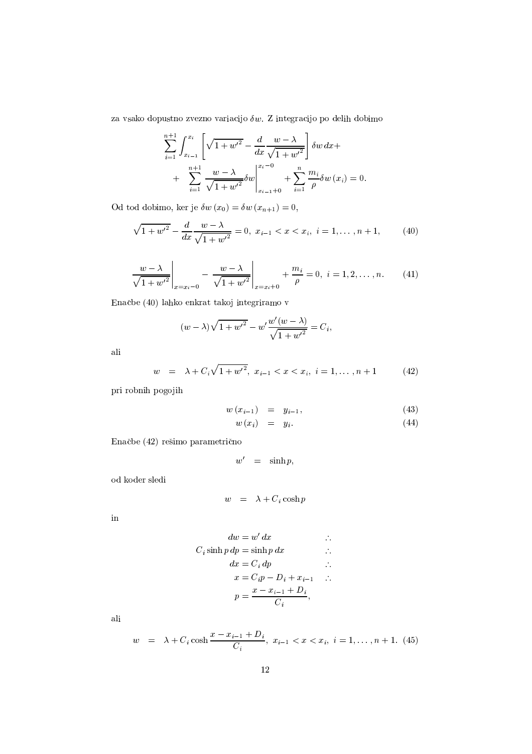za vsako dopustno zvezno variacijo $\delta w$. Z integracijo po delih dobimo

$$\sum_{i=1}^{n+1} \int_{x_{i-1}}^{x_i} \left[ \sqrt{1+w'^2} - \frac{d}{dx} \frac{w-\lambda}{\sqrt{1+w'^2}} \right] \delta w \, dx +$$
$$+ \sum_{i=1}^{n+1} \frac{w-\lambda}{\sqrt{1+w'^2}} \delta w \Bigg|_{x_{i-1}+0}^{x_i-0} + \sum_{i=1}^{n} \frac{m_i}{\rho} \delta w\left(x_i\right) = 0.$$

Od tod dobimo, ker je $\delta w\left(x_0\right) = \delta w\left(x_{n+1}\right) = 0$,

$$\sqrt{1+w'^2} - \frac{d}{dx} \frac{w-\lambda}{\sqrt{1+w'^2}} = 0, \ x_{i-1} < x < x_i, \ i = 1, \ldots, n+1, \tag{40}$$

$$\frac{w-\lambda}{\sqrt{1+w'^2}} \Bigg|_{x=x_i-0} - \frac{w-\lambda}{\sqrt{1+w'^2}} \Bigg|_{x=x_i+0} + \frac{m_i}{\rho} = 0, \ i = 1, 2, \ldots, n. \tag{41}$$

Enačbe (40) lahko enkrat takoj integriramo v

$$(w-\lambda)\sqrt{1+w'^2} - w' \frac{w'(w-\lambda)}{\sqrt{1+w'^2}} = C_i,$$

ali

$$w \;\; = \;\; \lambda + C_i \sqrt{1+w'^2}, \ x_{i-1} < x < x_i, \ i = 1, \ldots, n+1 \tag{42}$$

pri robnih pogojih

$$w\left(x_{i-1}\right) \;\; = \;\; y_{i-1}, \tag{43}$$

$$w\left(x_i\right) \;\; = \;\; y_i. \tag{44}$$

Enačbe (42) rešimo parametrično

$$w' \;\; = \;\; \sinh p,$$

od koder sledi

$$w \;\; = \;\; \lambda + C_i \cosh p$$

in

$$\begin{aligned}
dw &= w' \, dx && \therefore \\
C_i \sinh p \, dp &= \sinh p \, dx && \therefore \\
dx &= C_i \, dp && \therefore \\
x &= C_i p - D_i + x_{i-1} && \therefore \\
p &= \frac{x - x_{i-1} + D_i}{C_i},
\end{aligned}$$

ali

$$w \;\; = \;\; \lambda + C_i \cosh \frac{x - x_{i-1} + D_i}{C_i}, \ x_{i-1} < x < x_i, \ i = 1, \ldots, n+1. \tag{45}$$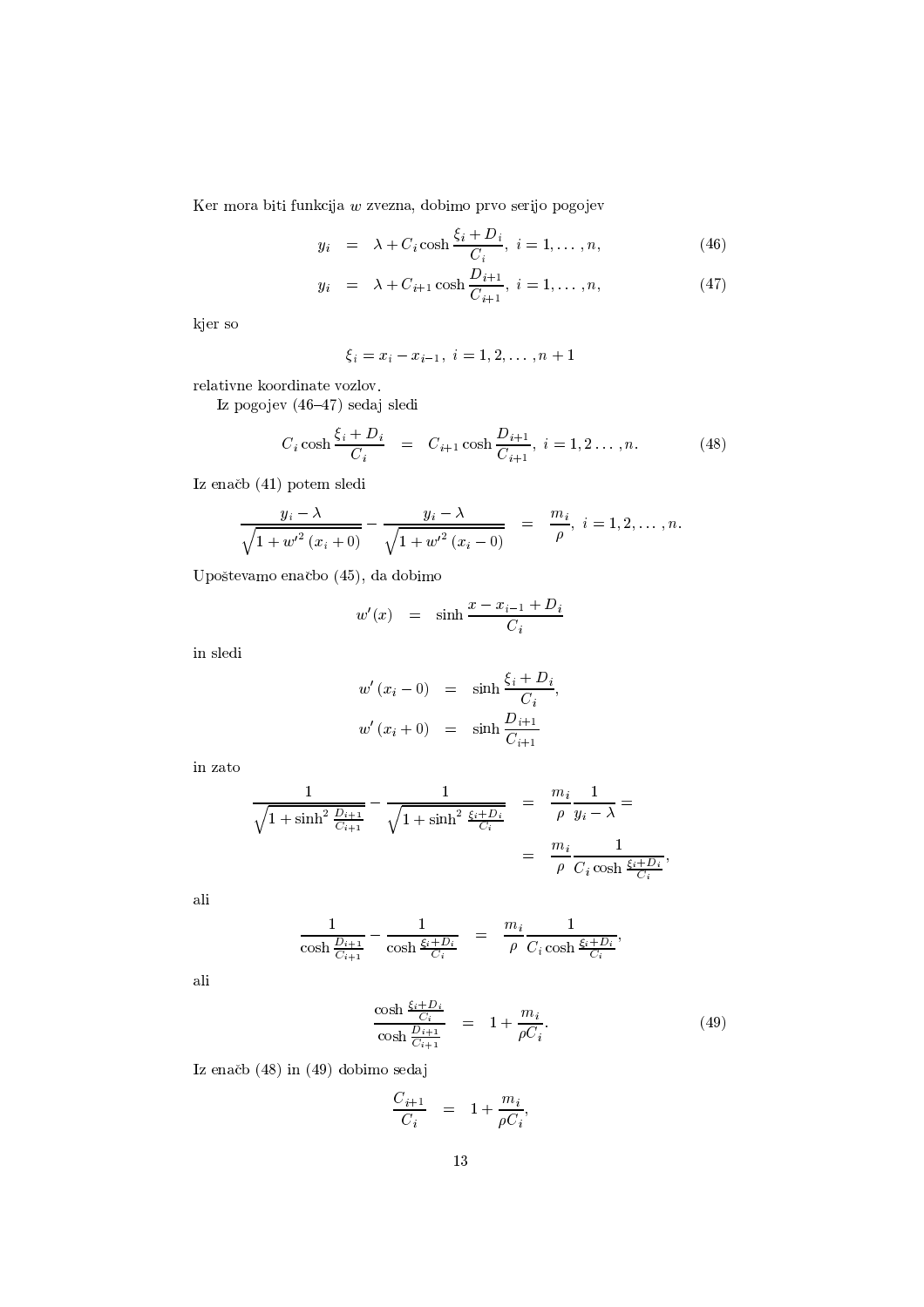Ker mora biti funkcija $w$ zvezna, dobimo prvo serijo pogojev

$$
\begin{aligned}
y_i &= \lambda + C_i \cosh \frac{\xi_i + D_i}{C_i},\ i = 1, \ldots, n, &(46)\\
y_i &= \lambda + C_{i+1} \cosh \frac{D_{i+1}}{C_{i+1}},\ i = 1, \ldots, n, &(47)
\end{aligned}
$$

kjer so

$$
\xi_i = x_i - x_{i-1},\ i = 1, 2, \ldots, n+1
$$

relativne koordinate vozlov.

Iz pogojev (46–47) sedaj sledi

$$
C_i \cosh \frac{\xi_i + D_i}{C_i} = C_{i+1} \cosh \frac{D_{i+1}}{C_{i+1}},\ i = 1, 2 \ldots, n. \tag{48}
$$

Iz enačb (41) potem sledi

$$
\frac{y_i - \lambda}{\sqrt{1 + w'^2\left(x_i + 0\right)}} - \frac{y_i - \lambda}{\sqrt{1 + w'^2\left(x_i - 0\right)}} = \frac{m_i}{\rho},\ i = 1, 2, \ldots, n.
$$

Upoštevamo enačbo (45), da dobimo

$$
w'(x) = \sinh \frac{x - x_{i-1} + D_i}{C_i}
$$

in sledi

$$
\begin{aligned}
w'\left(x_i - 0\right) &= \sinh \frac{\xi_i + D_i}{C_i},\\
w'\left(x_i + 0\right) &= \sinh \frac{D_{i+1}}{C_{i+1}}
\end{aligned}
$$

in zato

$$
\begin{aligned}
\frac{1}{\sqrt{1 + \sinh^2 \frac{D_{i+1}}{C_{i+1}}}} - \frac{1}{\sqrt{1 + \sinh^2 \frac{\xi_i + D_i}{C_i}}} &= \frac{m_i}{\rho} \frac{1}{y_i - \lambda} = \\
&= \frac{m_i}{\rho} \frac{1}{C_i \cosh \frac{\xi_i + D_i}{C_i}},
\end{aligned}
$$

ali

$$
\frac{1}{\cosh \frac{D_{i+1}}{C_{i+1}}} - \frac{1}{\cosh \frac{\xi_i + D_i}{C_i}} = \frac{m_i}{\rho} \frac{1}{C_i \cosh \frac{\xi_i + D_i}{C_i}},
$$

ali

$$
\frac{\cosh \frac{\xi_i + D_i}{C_i}}{\cosh \frac{D_{i+1}}{C_{i+1}}} = 1 + \frac{m_i}{\rho C_i}. \tag{49}
$$

Iz enačb (48) in (49) dobimo sedaj

$$
\frac{C_{i+1}}{C_i} = 1 + \frac{m_i}{\rho C_i},
$$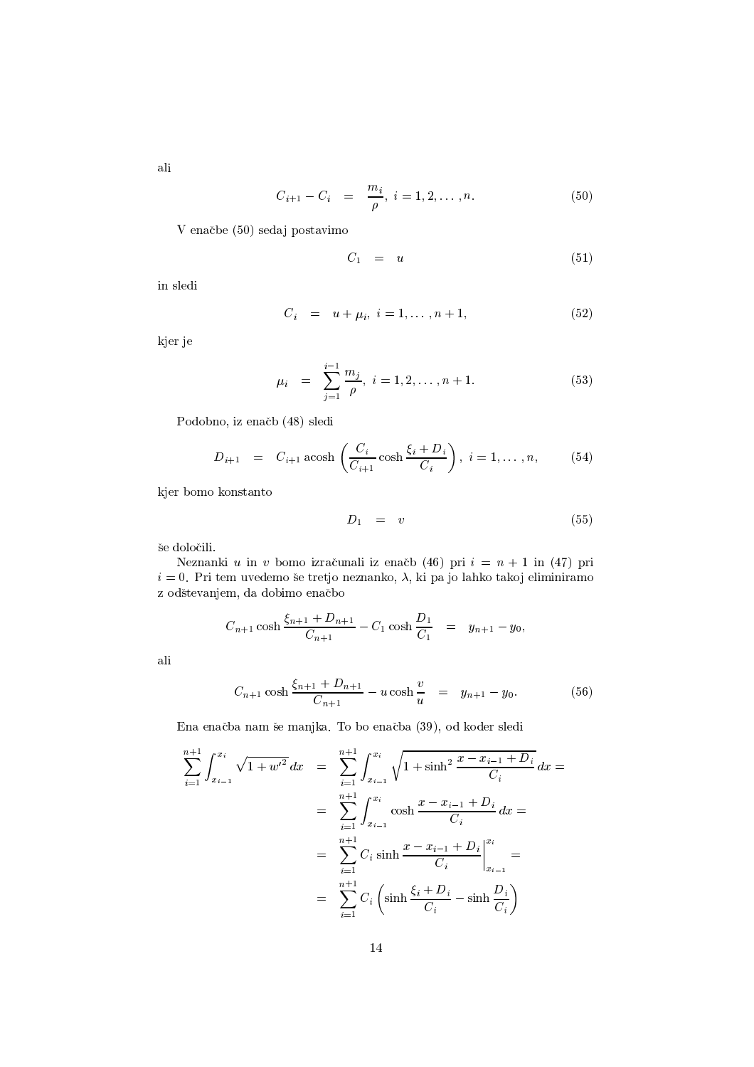ali

$$C_{i+1} - C_i \quad = \quad \frac{m_i}{\rho},\ i = 1, 2, \ldots, n. \tag{50}$$

V enačbe (50) sedaj postavimo

$$C_1 \quad = \quad u \tag{51}$$

in sledi

$$C_i \quad = \quad u + \mu_i,\ i = 1, \ldots, n+1, \tag{52}$$

kjer je

$$\mu_i \quad = \quad \sum_{j=1}^{i-1} \frac{m_j}{\rho},\ i = 1, 2, \ldots, n+1. \tag{53}$$

Podobno, iz enačb (48) sledi

$$D_{i+1} \quad = \quad C_{i+1} \operatorname{acosh}\left(\frac{C_i}{C_{i+1}} \cosh \frac{\xi_i + D_i}{C_i}\right),\ i = 1, \ldots, n, \tag{54}$$

kjer bomo konstanto

$$D_1 \quad = \quad v \tag{55}$$

še določili.

Neznanki $u$ in $v$ bomo izračunali iz enačb (46) pri $i = n+1$ in (47) pri $i = 0$. Pri tem uvedemo še tretjo neznanko, $\lambda$, ki pa jo lahko takoj eliminiramo z odštevanjem, da dobimo enačbo

$$C_{n+1} \cosh \frac{\xi_{n+1} + D_{n+1}}{C_{n+1}} - C_1 \cosh \frac{D_1}{C_1} \quad = \quad y_{n+1} - y_0,$$

ali

$$C_{n+1} \cosh \frac{\xi_{n+1} + D_{n+1}}{C_{n+1}} - u \cosh \frac{v}{u} \quad = \quad y_{n+1} - y_0. \tag{56}$$

Ena enačba nam še manjka. To bo enačba (39), od koder sledi

$$\begin{aligned}
\sum_{i=1}^{n+1} \int_{x_{i-1}}^{x_i} \sqrt{1 + w'^2}\, dx \quad &= \quad \sum_{i=1}^{n+1} \int_{x_{i-1}}^{x_i} \sqrt{1 + \sinh^2 \frac{x - x_{i-1} + D_i}{C_i}}\, dx = \\
&= \quad \sum_{i=1}^{n+1} \int_{x_{i-1}}^{x_i} \cosh \frac{x - x_{i-1} + D_i}{C_i}\, dx = \\
&= \quad \sum_{i=1}^{n+1} C_i \sinh \frac{x - x_{i-1} + D_i}{C_i}\Bigg|_{x_{i-1}}^{x_i} = \\
&= \quad \sum_{i=1}^{n+1} C_i \left(\sinh \frac{\xi_i + D_i}{C_i} - \sinh \frac{D_i}{C_i}\right)
\end{aligned}$$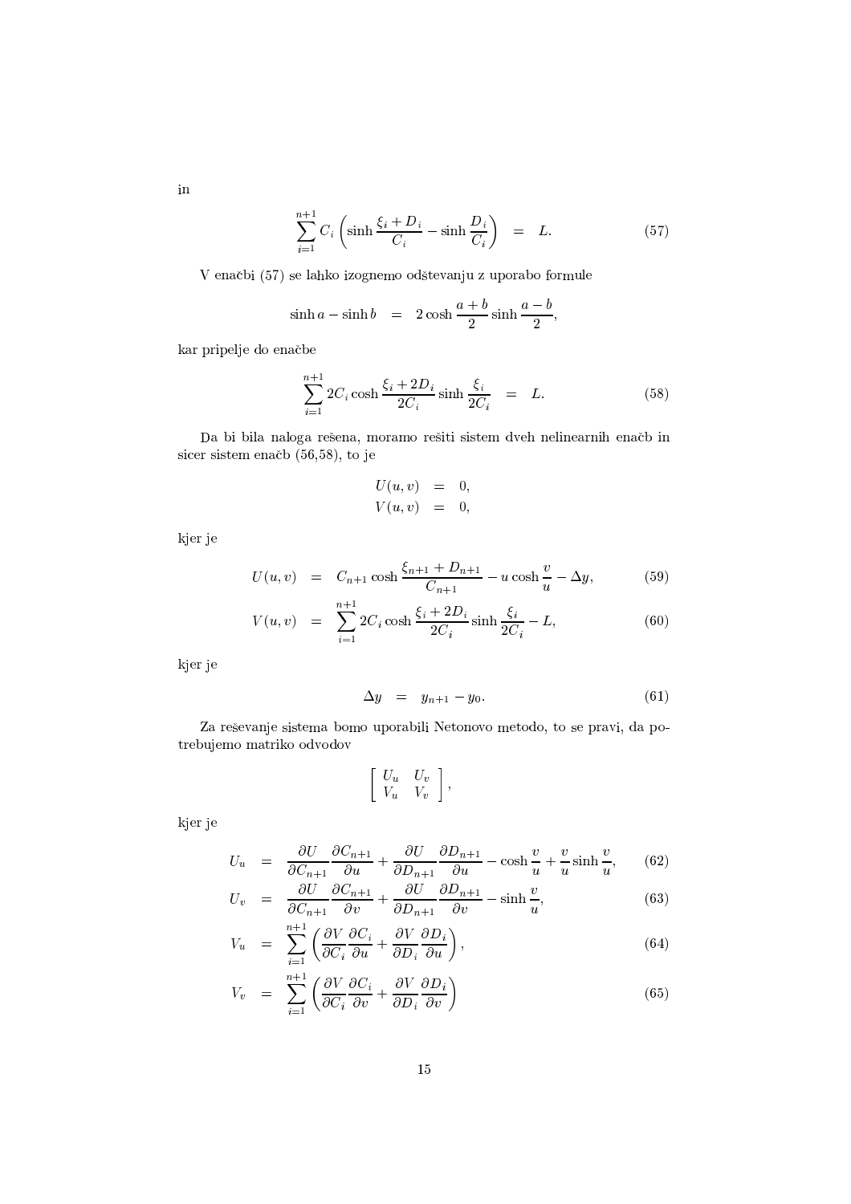in

$$\sum_{i=1}^{n+1} C_i \left( \sinh \frac{\xi_i + D_i}{C_i} - \sinh \frac{D_i}{C_i} \right) \quad = \quad L. \tag{57}$$

V enačbi (57) se lahko izognemo odštevanju z uporabo formule

$$\sinh a - \sinh b \quad = \quad 2 \cosh \frac{a+b}{2} \sinh \frac{a-b}{2},$$

kar pripelje do enačbe

$$\sum_{i=1}^{n+1} 2C_i \cosh \frac{\xi_i + 2D_i}{2C_i} \sinh \frac{\xi_i}{2C_i} \quad = \quad L. \tag{58}$$

Da bi bila naloga rešena, moramo rešiti sistem dveh nelinearnih enačb in sicer sistem enačb (56,58), to je

$$\begin{aligned} U(u,v) &= 0, \\ V(u,v) &= 0, \end{aligned}$$

kjer je

$$U(u,v) \quad = \quad C_{n+1} \cosh \frac{\xi_{n+1} + D_{n+1}}{C_{n+1}} - u \cosh \frac{v}{u} - \Delta y, \tag{59}$$

$$V(u,v) \quad = \quad \sum_{i=1}^{n+1} 2C_i \cosh \frac{\xi_i + 2D_i}{2C_i} \sinh \frac{\xi_i}{2C_i} - L, \tag{60}$$

kjer je

$$\Delta y \quad = \quad y_{n+1} - y_0. \tag{61}$$

Za reševanje sistema bomo uporabili Netonovo metodo, to se pravi, da potrebujemo matriko odvodov

$$\left[ \begin{array}{cc} U_u & U_v \\ V_u & V_v \end{array} \right],$$

kjer je

$$U_u \quad = \quad \frac{\partial U}{\partial C_{n+1}} \frac{\partial C_{n+1}}{\partial u} + \frac{\partial U}{\partial D_{n+1}} \frac{\partial D_{n+1}}{\partial u} - \cosh \frac{v}{u} + \frac{v}{u} \sinh \frac{v}{u}, \tag{62}$$

$$U_v \quad = \quad \frac{\partial U}{\partial C_{n+1}} \frac{\partial C_{n+1}}{\partial v} + \frac{\partial U}{\partial D_{n+1}} \frac{\partial D_{n+1}}{\partial v} - \sinh \frac{v}{u}, \tag{63}$$

$$V_u \quad = \quad \sum_{i=1}^{n+1} \left( \frac{\partial V}{\partial C_i} \frac{\partial C_i}{\partial u} + \frac{\partial V}{\partial D_i} \frac{\partial D_i}{\partial u} \right), \tag{64}$$

$$V_v \quad = \quad \sum_{i=1}^{n+1} \left( \frac{\partial V}{\partial C_i} \frac{\partial C_i}{\partial v} + \frac{\partial V}{\partial D_i} \frac{\partial D_i}{\partial v} \right) \tag{65}$$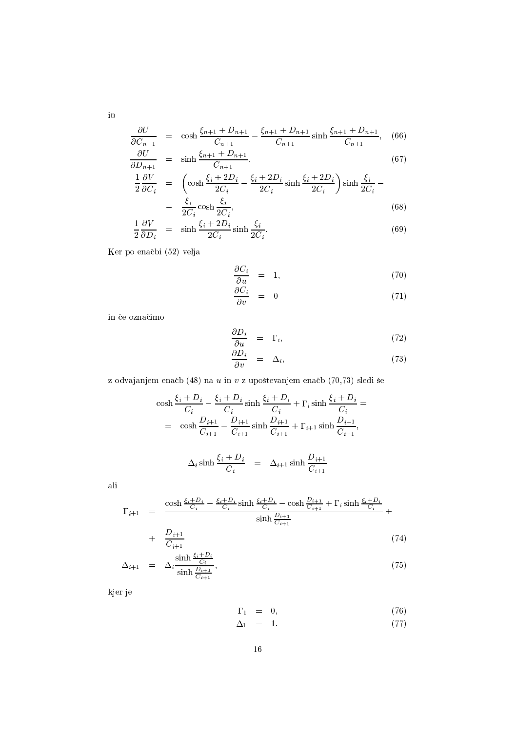in

$$
\begin{aligned}
\frac{\partial U}{\partial C_{n+1}} &= \cosh\frac{\xi_{n+1}+D_{n+1}}{C_{n+1}} - \frac{\xi_{n+1}+D_{n+1}}{C_{n+1}}\sinh\frac{\xi_{n+1}+D_{n+1}}{C_{n+1}}, && (66)\\
\frac{\partial U}{\partial D_{n+1}} &= \sinh\frac{\xi_{n+1}+D_{n+1}}{C_{n+1}}, && (67)\\
\frac{1}{2}\frac{\partial V}{\partial C_i} &= \left(\cosh\frac{\xi_i+2D_i}{2C_i} - \frac{\xi_i+2D_i}{2C_i}\sinh\frac{\xi_i+2D_i}{2C_i}\right)\sinh\frac{\xi_i}{2C_i} - \\
&- \frac{\xi_i}{2C_i}\cosh\frac{\xi_i}{2C_i}, && (68)\\
\frac{1}{2}\frac{\partial V}{\partial D_i} &= \sinh\frac{\xi_i+2D_i}{2C_i}\sinh\frac{\xi_i}{2C_i}. && (69)
\end{aligned}
$$

Ker po enačbi (52) velja

$$
\begin{aligned}
\frac{\partial C_i}{\partial u} &= 1, && (70)\\
\frac{\partial C_i}{\partial v} &= 0 && (71)
\end{aligned}
$$

in če označimo

$$
\begin{aligned}
\frac{\partial D_i}{\partial u} &= \Gamma_i, && (72)\\
\frac{\partial D_i}{\partial v} &= \Delta_i, && (73)
\end{aligned}
$$

z odvajanjem enačb (48) na $u$ in $v$ z upoštevanjem enačb (70,73) sledi še

$$
\begin{aligned}
&\cosh\frac{\xi_i+D_i}{C_i} - \frac{\xi_i+D_i}{C_i}\sinh\frac{\xi_i+D_i}{C_i} + \Gamma_i\sinh\frac{\xi_i+D_i}{C_i} = \\
&= \cosh\frac{D_{i+1}}{C_{i+1}} - \frac{D_{i+1}}{C_{i+1}}\sinh\frac{D_{i+1}}{C_{i+1}} + \Gamma_{i+1}\sinh\frac{D_{i+1}}{C_{i+1}},
\end{aligned}
$$

$$
\Delta_i\sinh\frac{\xi_i+D_i}{C_i} = \Delta_{i+1}\sinh\frac{D_{i+1}}{C_{i+1}}
$$

ali

$$
\begin{aligned}
\Gamma_{i+1} &= \frac{\cosh\frac{\xi_i+D_i}{C_i} - \frac{\xi_i+D_i}{C_i}\sinh\frac{\xi_i+D_i}{C_i} - \cosh\frac{D_{i+1}}{C_{i+1}} + \Gamma_i\sinh\frac{\xi_i+D_i}{C_i}}{\sinh\frac{D_{i+1}}{C_{i+1}}} + \\
&+ \frac{D_{i+1}}{C_{i+1}} && (74)\\
\Delta_{i+1} &= \Delta_i\frac{\sinh\frac{\xi_i+D_i}{C_i}}{\sinh\frac{D_{i+1}}{C_{i+1}}}, && (75)
\end{aligned}
$$

kjer je

$$
\begin{aligned}
\Gamma_1 &= 0, && (76)\\
\Delta_1 &= 1. && (77)
\end{aligned}
$$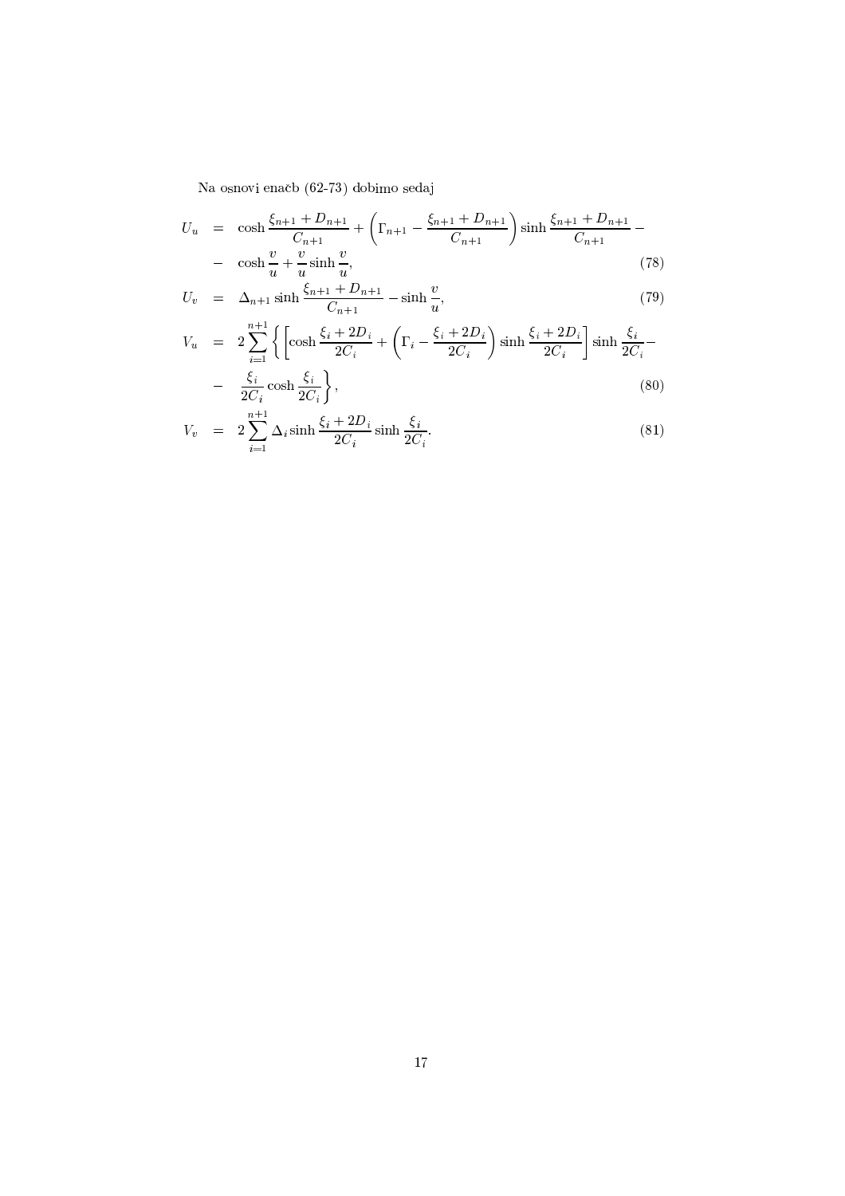Na osnovi enačb (62-73) dobimo sedaj

$$
\begin{aligned}
U_u &= \cosh \frac{\xi_{n+1} + D_{n+1}}{C_{n+1}} + \left( \Gamma_{n+1} - \frac{\xi_{n+1} + D_{n+1}}{C_{n+1}} \right) \sinh \frac{\xi_{n+1} + D_{n+1}}{C_{n+1}} - \\
&- \cosh \frac{v}{u} + \frac{v}{u} \sinh \frac{v}{u}, \qquad (78) \\
U_v &= \Delta_{n+1} \sinh \frac{\xi_{n+1} + D_{n+1}}{C_{n+1}} - \sinh \frac{v}{u}, \qquad (79) \\
V_u &= 2 \sum_{i=1}^{n+1} \left\{ \left[ \cosh \frac{\xi_i + 2D_i}{2C_i} + \left( \Gamma_i - \frac{\xi_i + 2D_i}{2C_i} \right) \sinh \frac{\xi_i + 2D_i}{2C_i} \right] \sinh \frac{\xi_i}{2C_i} - \right. \\
&- \left. \frac{\xi_i}{2C_i} \cosh \frac{\xi_i}{2C_i} \right\}, \qquad (80) \\
V_v &= 2 \sum_{i=1}^{n+1} \Delta_i \sinh \frac{\xi_i + 2D_i}{2C_i} \sinh \frac{\xi_i}{2C_i}. \qquad (81)
\end{aligned}
$$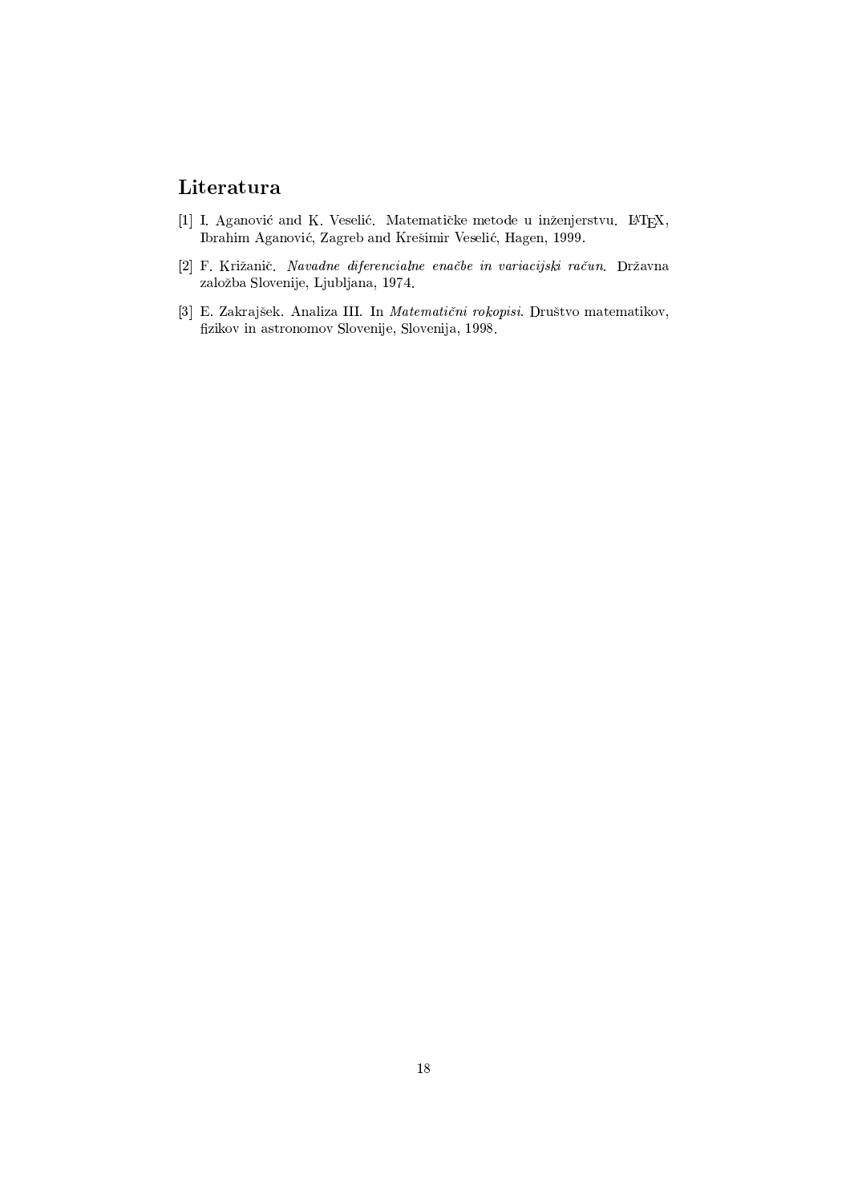## Literatura

[1] I. Aganović and K. Veselić. Matematičke metode u inženjerstvu. LaTeX, Ibrahim Aganović, Zagreb and Krešimir Veselić, Hagen, 1999.

[2] F. Križanič. *Navadne diferencialne enačbe in variacijski račun*. Državna založba Slovenije, Ljubljana, 1974.

[3] E. Zakrajšek. Analiza III. In *Matematični rokopisi*. Društvo matematikov, fizikov in astronomov Slovenije, Slovenija, 1998.